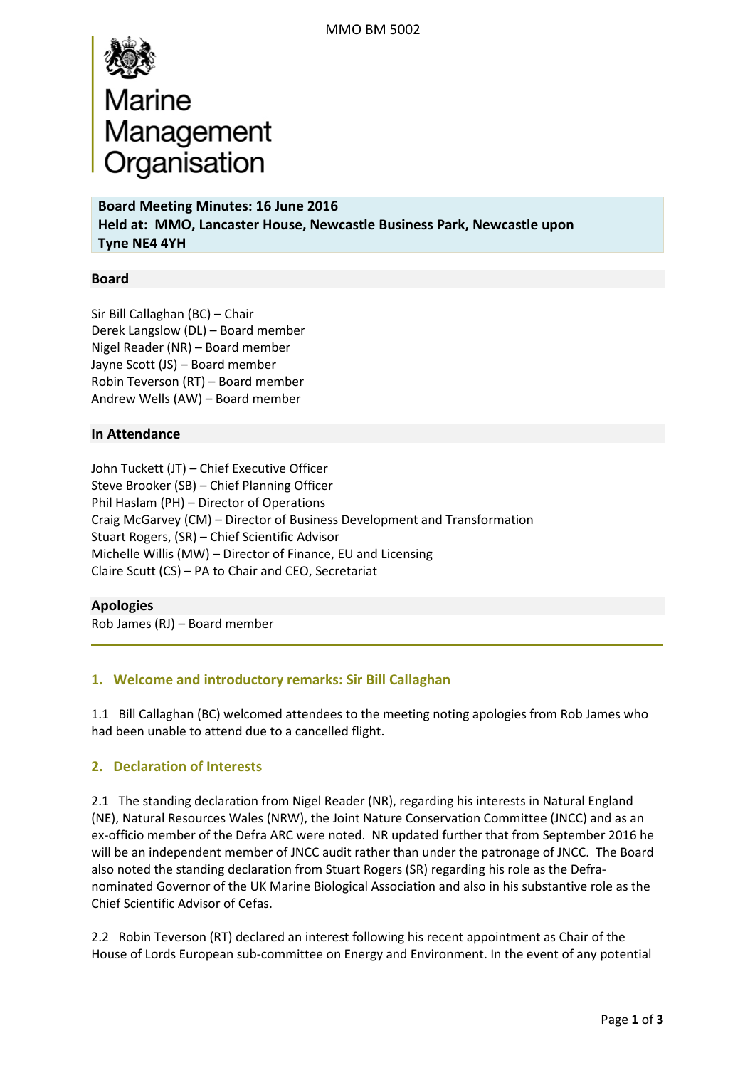Marine Management Organisation

**Board Meeting Minutes: 16 June 2016**
**Held at: MMO, Lancaster House, Newcastle Business Park, Newcastle upon Tyne NE4 4YH**

## Board

Sir Bill Callaghan (BC) – Chair
Derek Langslow (DL) – Board member
Nigel Reader (NR) – Board member
Jayne Scott (JS) – Board member
Robin Teverson (RT) – Board member
Andrew Wells (AW) – Board member

## In Attendance

John Tuckett (JT) – Chief Executive Officer
Steve Brooker (SB) – Chief Planning Officer
Phil Haslam (PH) – Director of Operations
Craig McGarvey (CM) – Director of Business Development and Transformation
Stuart Rogers, (SR) – Chief Scientific Advisor
Michelle Willis (MW) – Director of Finance, EU and Licensing
Claire Scutt (CS) – PA to Chair and CEO, Secretariat

## Apologies

Rob James (RJ) – Board member

## 1. Welcome and introductory remarks: Sir Bill Callaghan

1.1 Bill Callaghan (BC) welcomed attendees to the meeting noting apologies from Rob James who had been unable to attend due to a cancelled flight.

## 2. Declaration of Interests

2.1 The standing declaration from Nigel Reader (NR), regarding his interests in Natural England (NE), Natural Resources Wales (NRW), the Joint Nature Conservation Committee (JNCC) and as an ex-officio member of the Defra ARC were noted. NR updated further that from September 2016 he will be an independent member of JNCC audit rather than under the patronage of JNCC. The Board also noted the standing declaration from Stuart Rogers (SR) regarding his role as the Defra-nominated Governor of the UK Marine Biological Association and also in his substantive role as the Chief Scientific Advisor of Cefas.

2.2 Robin Teverson (RT) declared an interest following his recent appointment as Chair of the House of Lords European sub-committee on Energy and Environment. In the event of any potential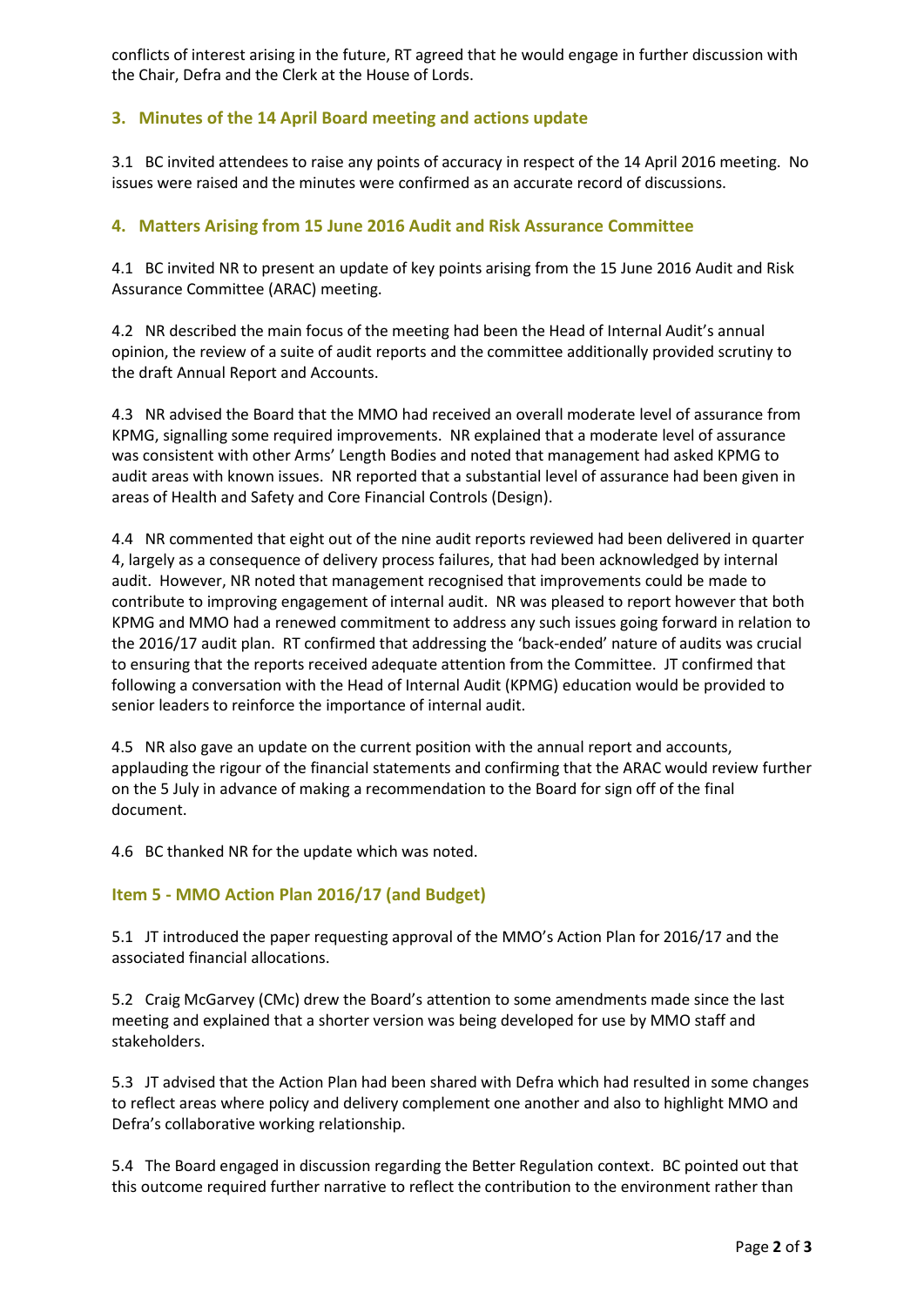conflicts of interest arising in the future, RT agreed that he would engage in further discussion with the Chair, Defra and the Clerk at the House of Lords.

## 3. Minutes of the 14 April Board meeting and actions update

3.1 BC invited attendees to raise any points of accuracy in respect of the 14 April 2016 meeting. No issues were raised and the minutes were confirmed as an accurate record of discussions.

## 4. Matters Arising from 15 June 2016 Audit and Risk Assurance Committee

4.1 BC invited NR to present an update of key points arising from the 15 June 2016 Audit and Risk Assurance Committee (ARAC) meeting.

4.2 NR described the main focus of the meeting had been the Head of Internal Audit's annual opinion, the review of a suite of audit reports and the committee additionally provided scrutiny to the draft Annual Report and Accounts.

4.3 NR advised the Board that the MMO had received an overall moderate level of assurance from KPMG, signalling some required improvements. NR explained that a moderate level of assurance was consistent with other Arms' Length Bodies and noted that management had asked KPMG to audit areas with known issues. NR reported that a substantial level of assurance had been given in areas of Health and Safety and Core Financial Controls (Design).

4.4 NR commented that eight out of the nine audit reports reviewed had been delivered in quarter 4, largely as a consequence of delivery process failures, that had been acknowledged by internal audit. However, NR noted that management recognised that improvements could be made to contribute to improving engagement of internal audit. NR was pleased to report however that both KPMG and MMO had a renewed commitment to address any such issues going forward in relation to the 2016/17 audit plan. RT confirmed that addressing the 'back-ended' nature of audits was crucial to ensuring that the reports received adequate attention from the Committee. JT confirmed that following a conversation with the Head of Internal Audit (KPMG) education would be provided to senior leaders to reinforce the importance of internal audit.

4.5 NR also gave an update on the current position with the annual report and accounts, applauding the rigour of the financial statements and confirming that the ARAC would review further on the 5 July in advance of making a recommendation to the Board for sign off of the final document.

4.6 BC thanked NR for the update which was noted.

## Item 5 - MMO Action Plan 2016/17 (and Budget)

5.1 JT introduced the paper requesting approval of the MMO's Action Plan for 2016/17 and the associated financial allocations.

5.2 Craig McGarvey (CMc) drew the Board's attention to some amendments made since the last meeting and explained that a shorter version was being developed for use by MMO staff and stakeholders.

5.3 JT advised that the Action Plan had been shared with Defra which had resulted in some changes to reflect areas where policy and delivery complement one another and also to highlight MMO and Defra's collaborative working relationship.

5.4 The Board engaged in discussion regarding the Better Regulation context. BC pointed out that this outcome required further narrative to reflect the contribution to the environment rather than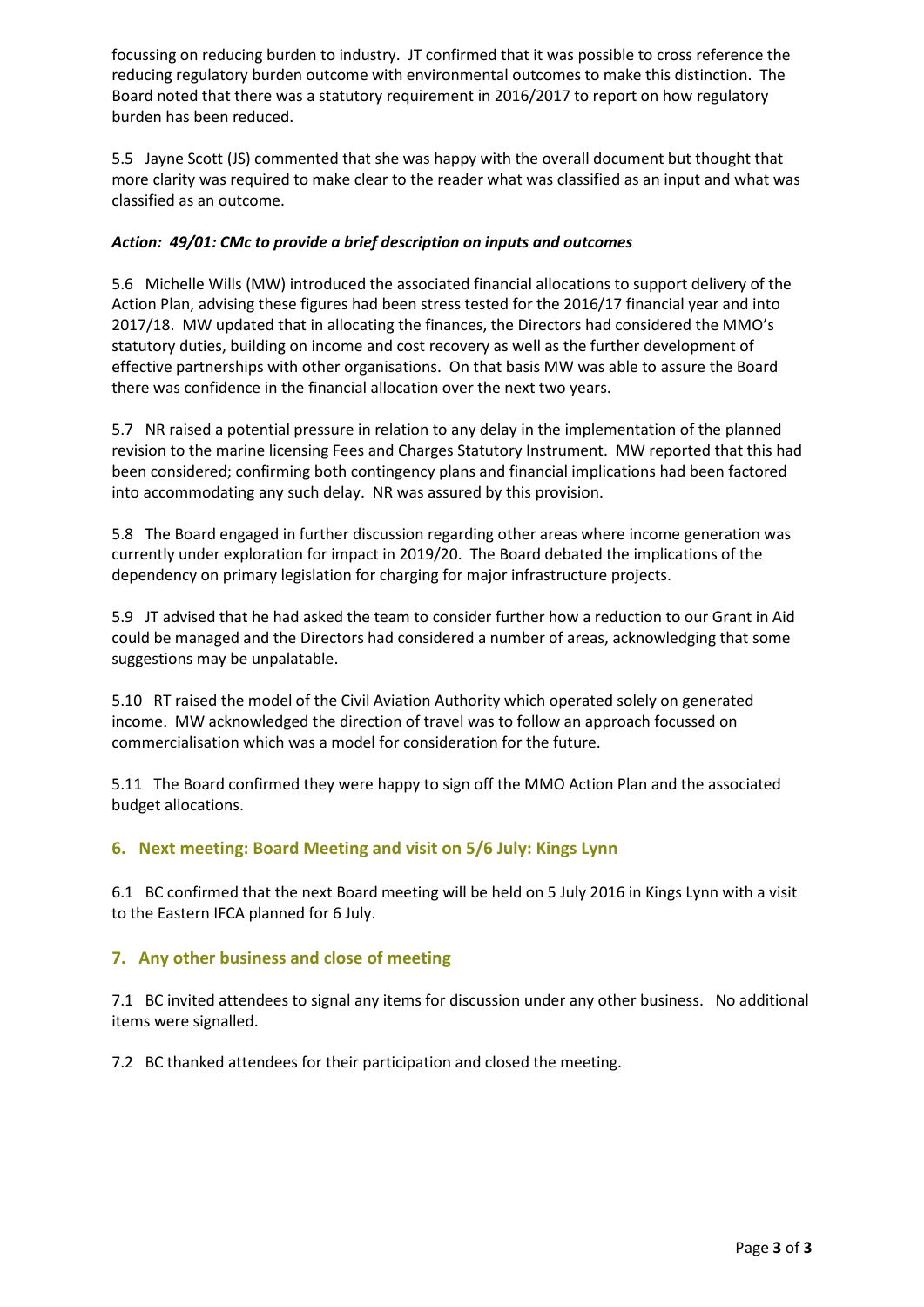focussing on reducing burden to industry. JT confirmed that it was possible to cross reference the reducing regulatory burden outcome with environmental outcomes to make this distinction. The Board noted that there was a statutory requirement in 2016/2017 to report on how regulatory burden has been reduced.

5.5 Jayne Scott (JS) commented that she was happy with the overall document but thought that more clarity was required to make clear to the reader what was classified as an input and what was classified as an outcome.

***Action: 49/01: CMc to provide a brief description on inputs and outcomes***

5.6 Michelle Wills (MW) introduced the associated financial allocations to support delivery of the Action Plan, advising these figures had been stress tested for the 2016/17 financial year and into 2017/18. MW updated that in allocating the finances, the Directors had considered the MMO's statutory duties, building on income and cost recovery as well as the further development of effective partnerships with other organisations. On that basis MW was able to assure the Board there was confidence in the financial allocation over the next two years.

5.7 NR raised a potential pressure in relation to any delay in the implementation of the planned revision to the marine licensing Fees and Charges Statutory Instrument. MW reported that this had been considered; confirming both contingency plans and financial implications had been factored into accommodating any such delay. NR was assured by this provision.

5.8 The Board engaged in further discussion regarding other areas where income generation was currently under exploration for impact in 2019/20. The Board debated the implications of the dependency on primary legislation for charging for major infrastructure projects.

5.9 JT advised that he had asked the team to consider further how a reduction to our Grant in Aid could be managed and the Directors had considered a number of areas, acknowledging that some suggestions may be unpalatable.

5.10 RT raised the model of the Civil Aviation Authority which operated solely on generated income. MW acknowledged the direction of travel was to follow an approach focussed on commercialisation which was a model for consideration for the future.

5.11 The Board confirmed they were happy to sign off the MMO Action Plan and the associated budget allocations.

## 6. Next meeting: Board Meeting and visit on 5/6 July: Kings Lynn

6.1 BC confirmed that the next Board meeting will be held on 5 July 2016 in Kings Lynn with a visit to the Eastern IFCA planned for 6 July.

## 7. Any other business and close of meeting

7.1 BC invited attendees to signal any items for discussion under any other business. No additional items were signalled.

7.2 BC thanked attendees for their participation and closed the meeting.